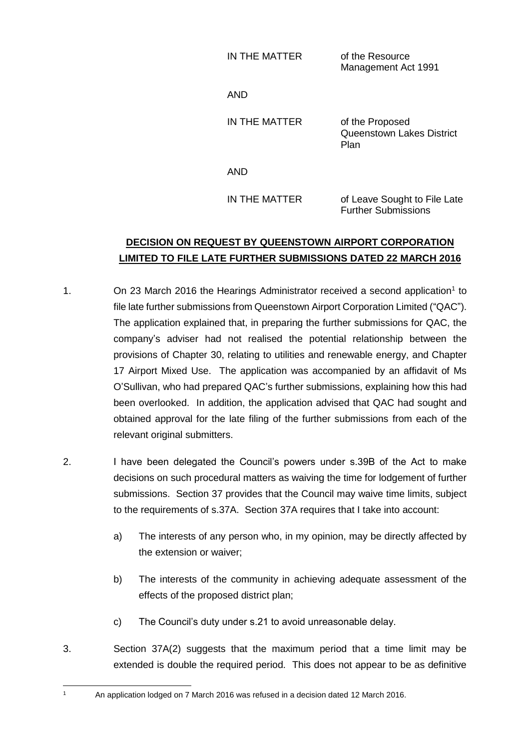| | |
|---|---|
| IN THE MATTER | of the Resource Management Act 1991 |
| AND | |
| IN THE MATTER | of the Proposed Queenstown Lakes District Plan |
| AND | |
| IN THE MATTER | of Leave Sought to File Late Further Submissions |

**DECISION ON REQUEST BY QUEENSTOWN AIRPORT CORPORATION LIMITED TO FILE LATE FURTHER SUBMISSIONS DATED 22 MARCH 2016**

1. On 23 March 2016 the Hearings Administrator received a second application[1] to file late further submissions from Queenstown Airport Corporation Limited ("QAC"). The application explained that, in preparing the further submissions for QAC, the company's adviser had not realised the potential relationship between the provisions of Chapter 30, relating to utilities and renewable energy, and Chapter 17 Airport Mixed Use. The application was accompanied by an affidavit of Ms O'Sullivan, who had prepared QAC's further submissions, explaining how this had been overlooked. In addition, the application advised that QAC had sought and obtained approval for the late filing of the further submissions from each of the relevant original submitters.

2. I have been delegated the Council's powers under s.39B of the Act to make decisions on such procedural matters as waiving the time for lodgement of further submissions. Section 37 provides that the Council may waive time limits, subject to the requirements of s.37A. Section 37A requires that I take into account:

    a) The interests of any person who, in my opinion, may be directly affected by the extension or waiver;

    b) The interests of the community in achieving adequate assessment of the effects of the proposed district plan;

    c) The Council's duty under s.21 to avoid unreasonable delay.

3. Section 37A(2) suggests that the maximum period that a time limit may be extended is double the required period. This does not appear to be as definitive

[1] An application lodged on 7 March 2016 was refused in a decision dated 12 March 2016.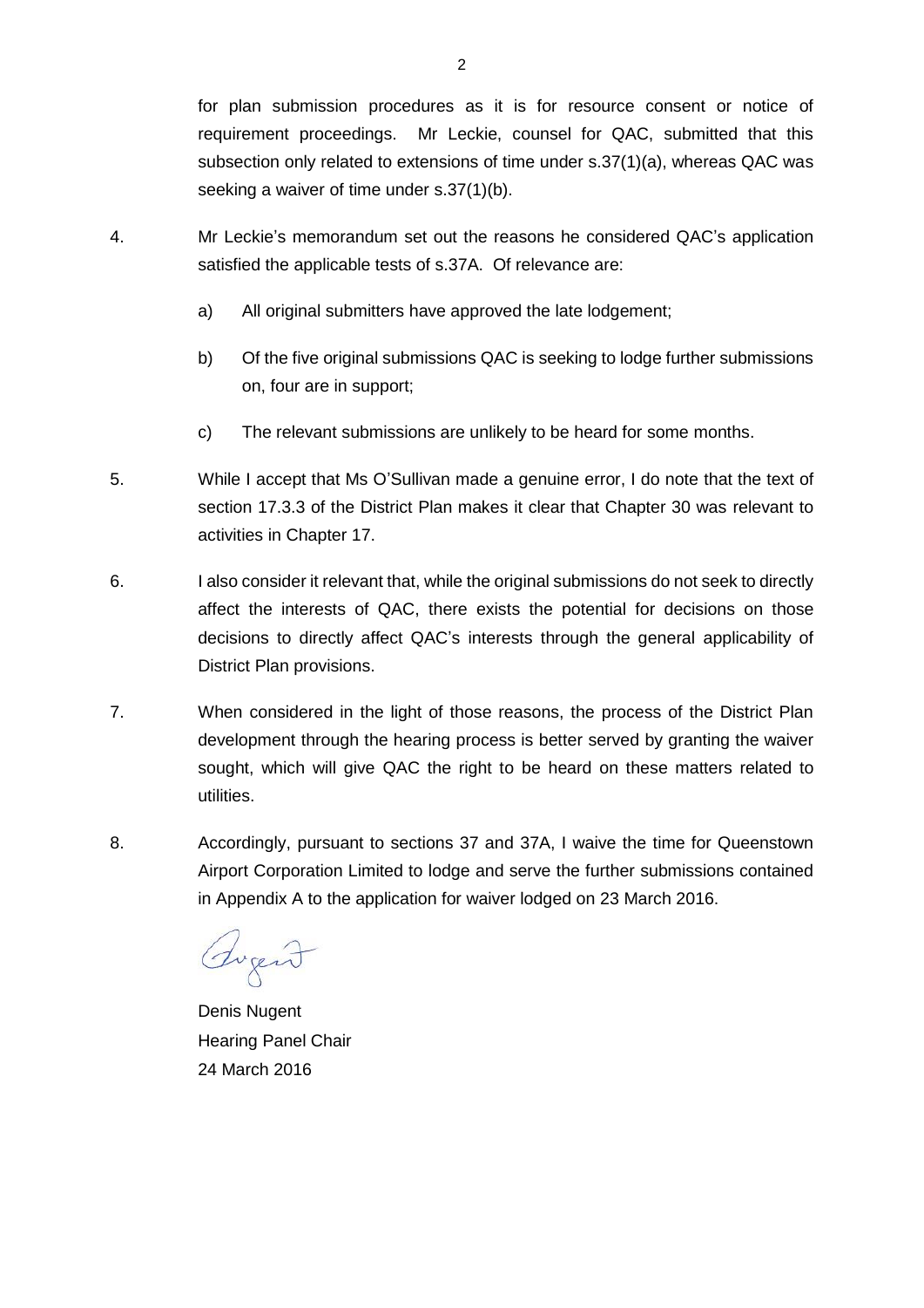for plan submission procedures as it is for resource consent or notice of requirement proceedings. Mr Leckie, counsel for QAC, submitted that this subsection only related to extensions of time under s.37(1)(a), whereas QAC was seeking a waiver of time under s.37(1)(b).

4. Mr Leckie's memorandum set out the reasons he considered QAC's application satisfied the applicable tests of s.37A. Of relevance are:

   a) All original submitters have approved the late lodgement;

   b) Of the five original submissions QAC is seeking to lodge further submissions on, four are in support;

   c) The relevant submissions are unlikely to be heard for some months.

5. While I accept that Ms O'Sullivan made a genuine error, I do note that the text of section 17.3.3 of the District Plan makes it clear that Chapter 30 was relevant to activities in Chapter 17.

6. I also consider it relevant that, while the original submissions do not seek to directly affect the interests of QAC, there exists the potential for decisions on those decisions to directly affect QAC's interests through the general applicability of District Plan provisions.

7. When considered in the light of those reasons, the process of the District Plan development through the hearing process is better served by granting the waiver sought, which will give QAC the right to be heard on these matters related to utilities.

8. Accordingly, pursuant to sections 37 and 37A, I waive the time for Queenstown Airport Corporation Limited to lodge and serve the further submissions contained in Appendix A to the application for waiver lodged on 23 March 2016.

Denis Nugent
Hearing Panel Chair
24 March 2016